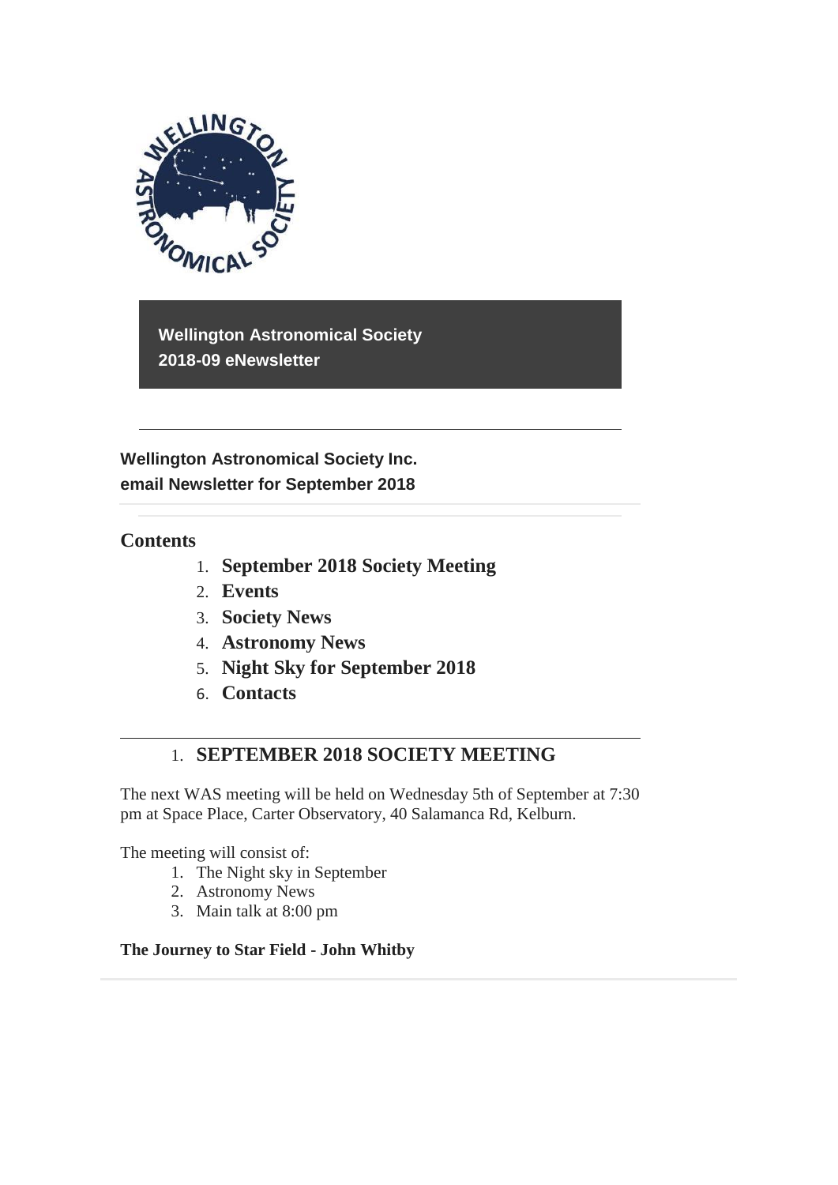**Wellington Astronomical Society**
**2018-09 eNewsletter**

---

**Wellington Astronomical Society Inc.**
**email Newsletter for September 2018**

---

## Contents

1. **September 2018 Society Meeting**
2. **Events**
3. **Society News**
4. **Astronomy News**
5. **Night Sky for September 2018**
6. **Contacts**

---

## 1. SEPTEMBER 2018 SOCIETY MEETING

The next WAS meeting will be held on Wednesday 5th of September at 7:30 pm at Space Place, Carter Observatory, 40 Salamanca Rd, Kelburn.

The meeting will consist of:

1. The Night sky in September
2. Astronomy News
3. Main talk at 8:00 pm

**The Journey to Star Field - John Whitby**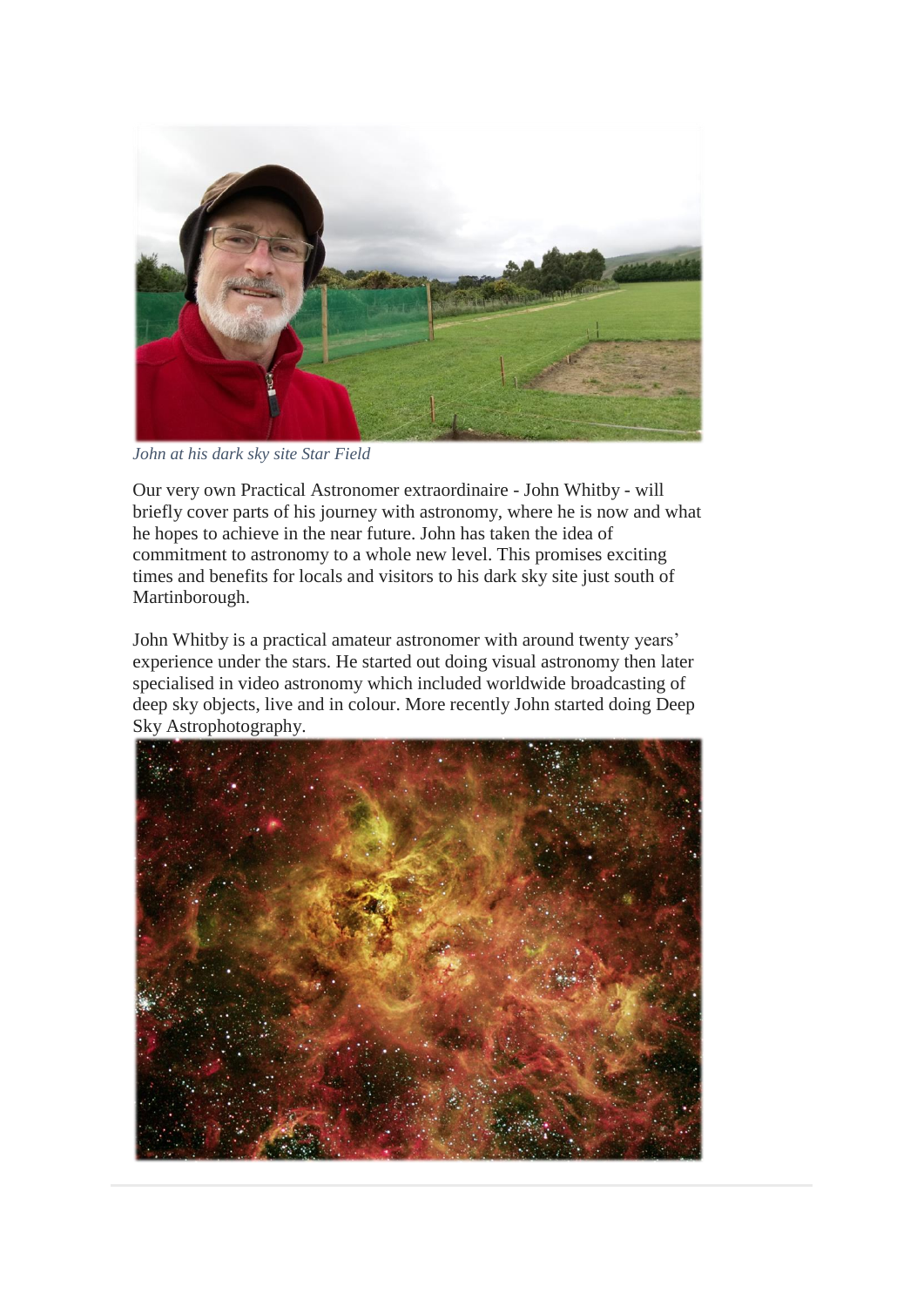*John at his dark sky site Star Field*

Our very own Practical Astronomer extraordinaire - John Whitby - will briefly cover parts of his journey with astronomy, where he is now and what he hopes to achieve in the near future. John has taken the idea of commitment to astronomy to a whole new level. This promises exciting times and benefits for locals and visitors to his dark sky site just south of Martinborough.

John Whitby is a practical amateur astronomer with around twenty years' experience under the stars. He started out doing visual astronomy then later specialised in video astronomy which included worldwide broadcasting of deep sky objects, live and in colour. More recently John started doing Deep Sky Astrophotography.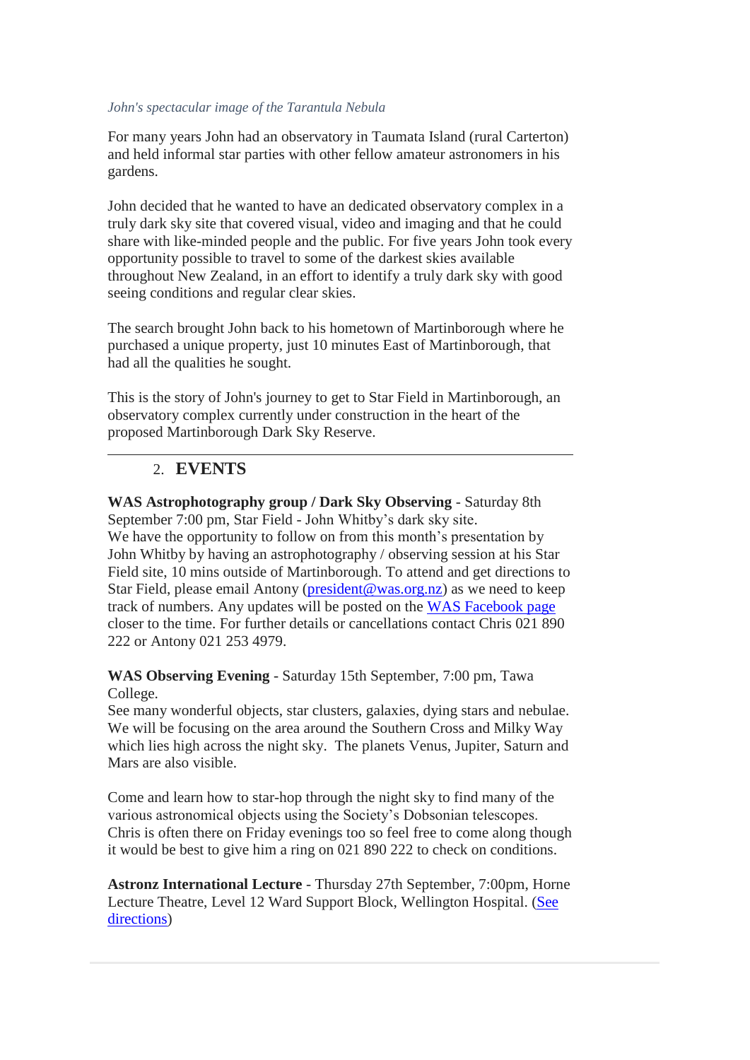*John's spectacular image of the Tarantula Nebula*

For many years John had an observatory in Taumata Island (rural Carterton) and held informal star parties with other fellow amateur astronomers in his gardens.

John decided that he wanted to have an dedicated observatory complex in a truly dark sky site that covered visual, video and imaging and that he could share with like-minded people and the public. For five years John took every opportunity possible to travel to some of the darkest skies available throughout New Zealand, in an effort to identify a truly dark sky with good seeing conditions and regular clear skies.

The search brought John back to his hometown of Martinborough where he purchased a unique property, just 10 minutes East of Martinborough, that had all the qualities he sought.

This is the story of John's journey to get to Star Field in Martinborough, an observatory complex currently under construction in the heart of the proposed Martinborough Dark Sky Reserve.

---

## 2. EVENTS

**WAS Astrophotography group / Dark Sky Observing** - Saturday 8th September 7:00 pm, Star Field - John Whitby's dark sky site.
We have the opportunity to follow on from this month's presentation by John Whitby by having an astrophotography / observing session at his Star Field site, 10 mins outside of Martinborough. To attend and get directions to Star Field, please email Antony (president@was.org.nz) as we need to keep track of numbers. Any updates will be posted on the WAS Facebook page closer to the time. For further details or cancellations contact Chris 021 890 222 or Antony 021 253 4979.

**WAS Observing Evening** - Saturday 15th September, 7:00 pm, Tawa College.
See many wonderful objects, star clusters, galaxies, dying stars and nebulae. We will be focusing on the area around the Southern Cross and Milky Way which lies high across the night sky. The planets Venus, Jupiter, Saturn and Mars are also visible.

Come and learn how to star-hop through the night sky to find many of the various astronomical objects using the Society's Dobsonian telescopes. Chris is often there on Friday evenings too so feel free to come along though it would be best to give him a ring on 021 890 222 to check on conditions.

**Astronz International Lecture** - Thursday 27th September, 7:00pm, Horne Lecture Theatre, Level 12 Ward Support Block, Wellington Hospital. (See directions)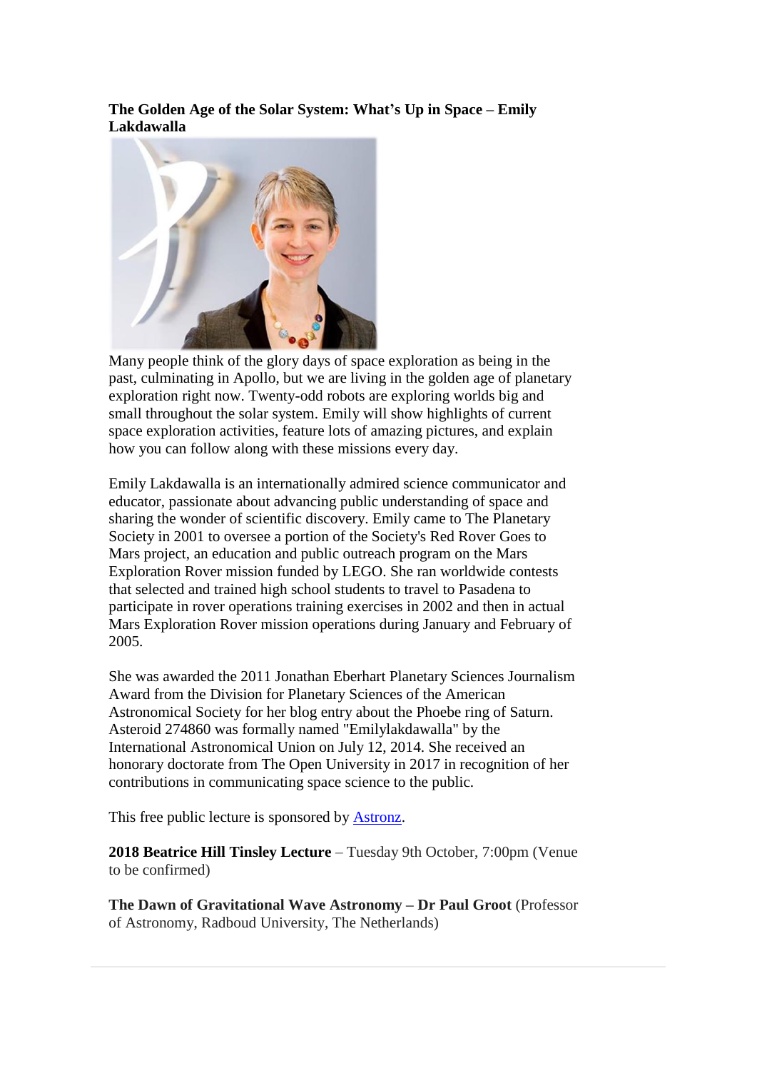**The Golden Age of the Solar System: What's Up in Space – Emily Lakdawalla**

Many people think of the glory days of space exploration as being in the past, culminating in Apollo, but we are living in the golden age of planetary exploration right now. Twenty-odd robots are exploring worlds big and small throughout the solar system. Emily will show highlights of current space exploration activities, feature lots of amazing pictures, and explain how you can follow along with these missions every day.

Emily Lakdawalla is an internationally admired science communicator and educator, passionate about advancing public understanding of space and sharing the wonder of scientific discovery. Emily came to The Planetary Society in 2001 to oversee a portion of the Society's Red Rover Goes to Mars project, an education and public outreach program on the Mars Exploration Rover mission funded by LEGO. She ran worldwide contests that selected and trained high school students to travel to Pasadena to participate in rover operations training exercises in 2002 and then in actual Mars Exploration Rover mission operations during January and February of 2005.

She was awarded the 2011 Jonathan Eberhart Planetary Sciences Journalism Award from the Division for Planetary Sciences of the American Astronomical Society for her blog entry about the Phoebe ring of Saturn. Asteroid 274860 was formally named "Emilylakdawalla" by the International Astronomical Union on July 12, 2014. She received an honorary doctorate from The Open University in 2017 in recognition of her contributions in communicating space science to the public.

This free public lecture is sponsored by Astronz.

**2018 Beatrice Hill Tinsley Lecture** – Tuesday 9th October, 7:00pm (Venue to be confirmed)

**The Dawn of Gravitational Wave Astronomy – Dr Paul Groot** (Professor of Astronomy, Radboud University, The Netherlands)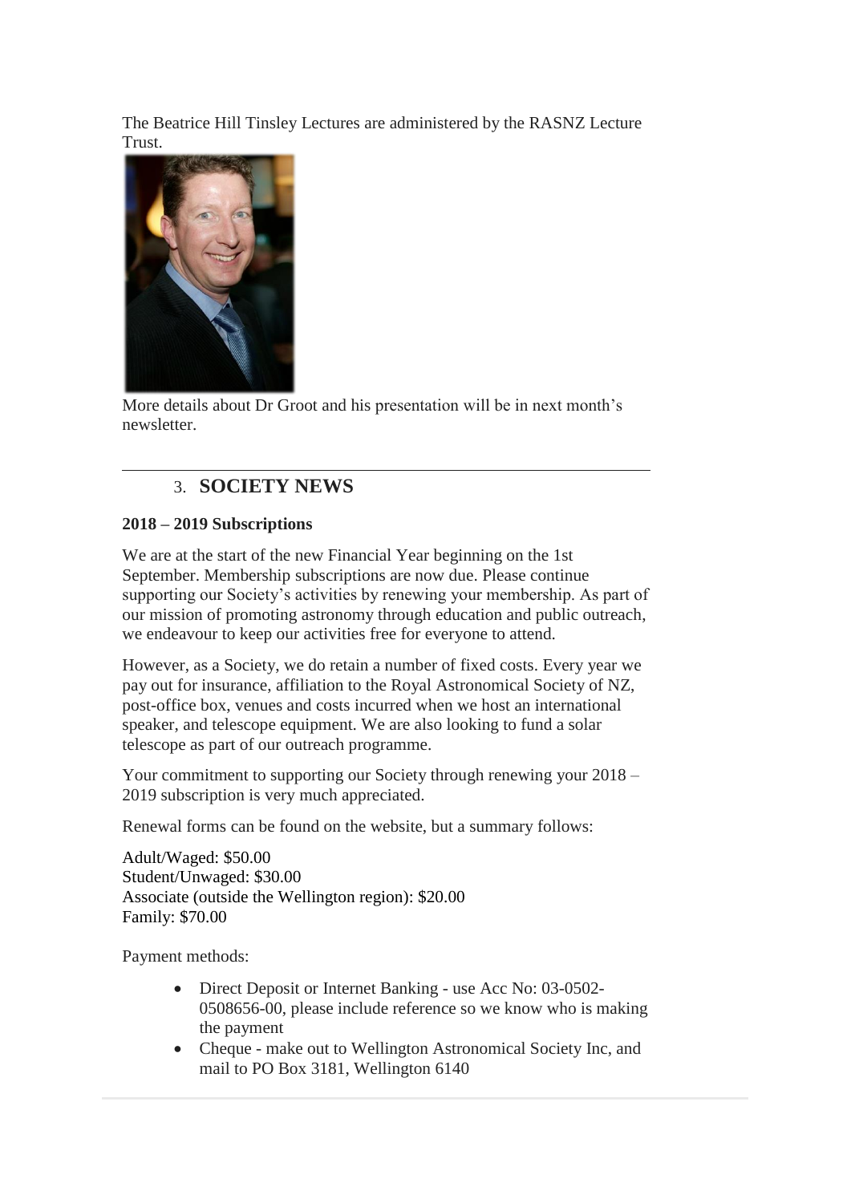The Beatrice Hill Tinsley Lectures are administered by the RASNZ Lecture Trust.

More details about Dr Groot and his presentation will be in next month's newsletter.

---

## 3. SOCIETY NEWS

**2018 – 2019 Subscriptions**

We are at the start of the new Financial Year beginning on the 1st September. Membership subscriptions are now due. Please continue supporting our Society's activities by renewing your membership. As part of our mission of promoting astronomy through education and public outreach, we endeavour to keep our activities free for everyone to attend.

However, as a Society, we do retain a number of fixed costs. Every year we pay out for insurance, affiliation to the Royal Astronomical Society of NZ, post-office box, venues and costs incurred when we host an international speaker, and telescope equipment. We are also looking to fund a solar telescope as part of our outreach programme.

Your commitment to supporting our Society through renewing your 2018 – 2019 subscription is very much appreciated.

Renewal forms can be found on the website, but a summary follows:

Adult/Waged: $50.00
Student/Unwaged: $30.00
Associate (outside the Wellington region): $20.00
Family: $70.00

Payment methods:

- Direct Deposit or Internet Banking - use Acc No: 03-0502-0508656-00, please include reference so we know who is making the payment
- Cheque - make out to Wellington Astronomical Society Inc, and mail to PO Box 3181, Wellington 6140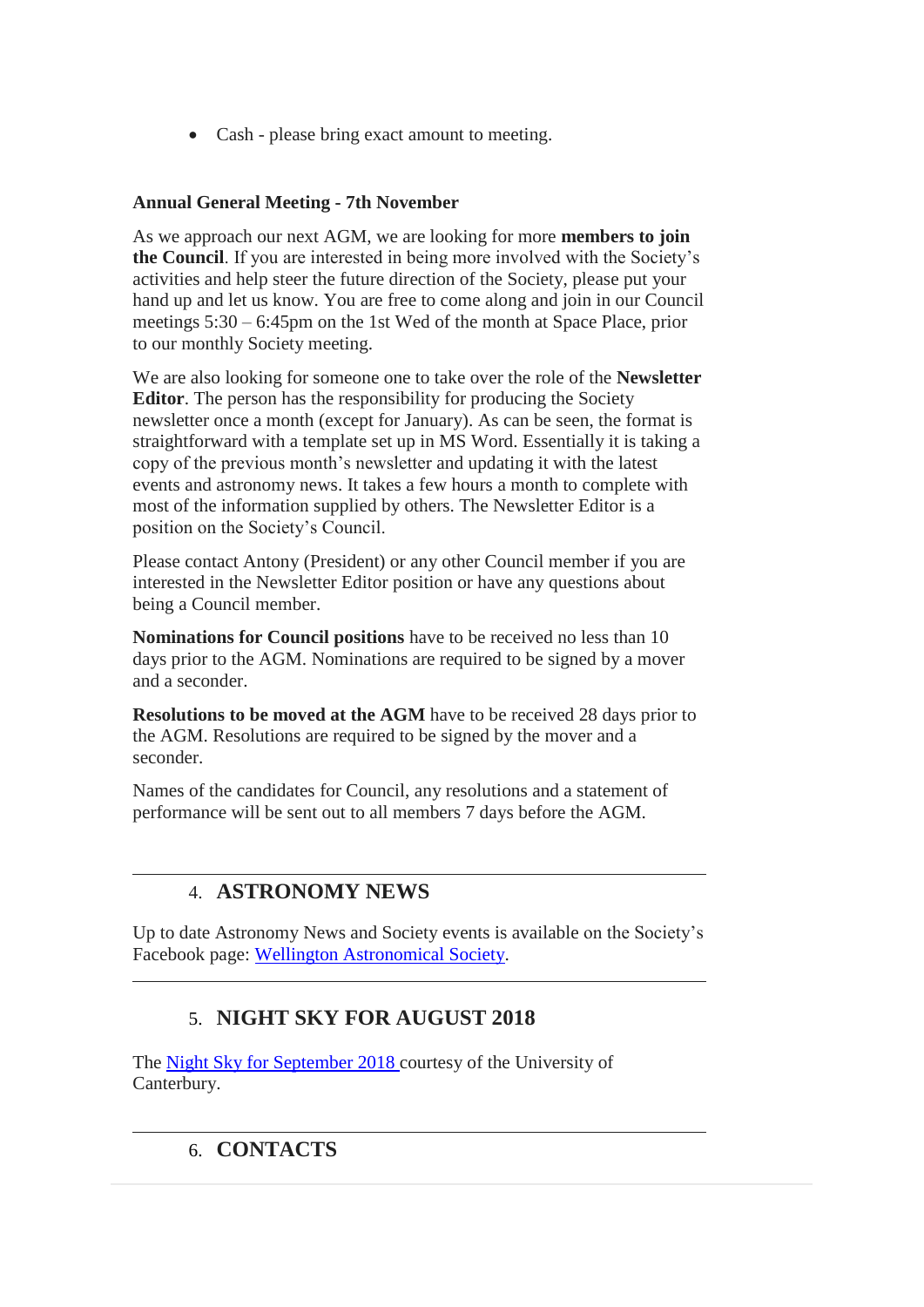- Cash - please bring exact amount to meeting.

**Annual General Meeting - 7th November**

As we approach our next AGM, we are looking for more **members to join the Council**. If you are interested in being more involved with the Society's activities and help steer the future direction of the Society, please put your hand up and let us know. You are free to come along and join in our Council meetings 5:30 – 6:45pm on the 1st Wed of the month at Space Place, prior to our monthly Society meeting.

We are also looking for someone one to take over the role of the **Newsletter Editor**. The person has the responsibility for producing the Society newsletter once a month (except for January). As can be seen, the format is straightforward with a template set up in MS Word. Essentially it is taking a copy of the previous month's newsletter and updating it with the latest events and astronomy news. It takes a few hours a month to complete with most of the information supplied by others. The Newsletter Editor is a position on the Society's Council.

Please contact Antony (President) or any other Council member if you are interested in the Newsletter Editor position or have any questions about being a Council member.

**Nominations for Council positions** have to be received no less than 10 days prior to the AGM. Nominations are required to be signed by a mover and a seconder.

**Resolutions to be moved at the AGM** have to be received 28 days prior to the AGM. Resolutions are required to be signed by the mover and a seconder.

Names of the candidates for Council, any resolutions and a statement of performance will be sent out to all members 7 days before the AGM.

---

## 4. ASTRONOMY NEWS

Up to date Astronomy News and Society events is available on the Society's Facebook page: [Wellington Astronomical Society](#).

---

## 5. NIGHT SKY FOR AUGUST 2018

The [Night Sky for September 2018](#) courtesy of the University of Canterbury.

---

## 6. CONTACTS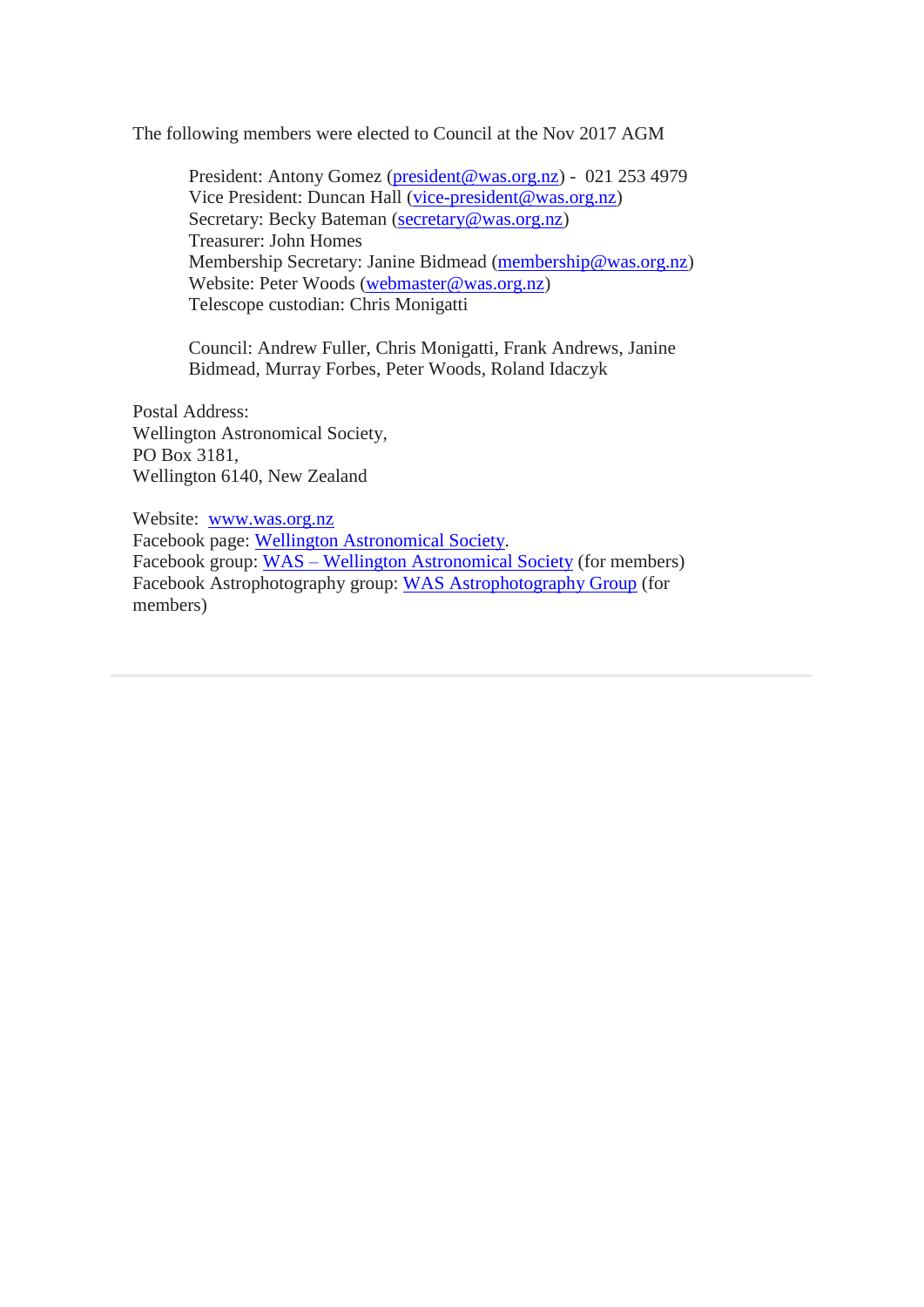The following members were elected to Council at the Nov 2017 AGM

President: Antony Gomez (president@was.org.nz) - 021 253 4979
Vice President: Duncan Hall (vice-president@was.org.nz)
Secretary: Becky Bateman (secretary@was.org.nz)
Treasurer: John Homes
Membership Secretary: Janine Bidmead (membership@was.org.nz)
Website: Peter Woods (webmaster@was.org.nz)
Telescope custodian: Chris Monigatti

Council: Andrew Fuller, Chris Monigatti, Frank Andrews, Janine Bidmead, Murray Forbes, Peter Woods, Roland Idaczyk

Postal Address:
Wellington Astronomical Society,
PO Box 3181,
Wellington 6140, New Zealand

Website: www.was.org.nz
Facebook page: Wellington Astronomical Society.
Facebook group: WAS – Wellington Astronomical Society (for members)
Facebook Astrophotography group: WAS Astrophotography Group (for members)